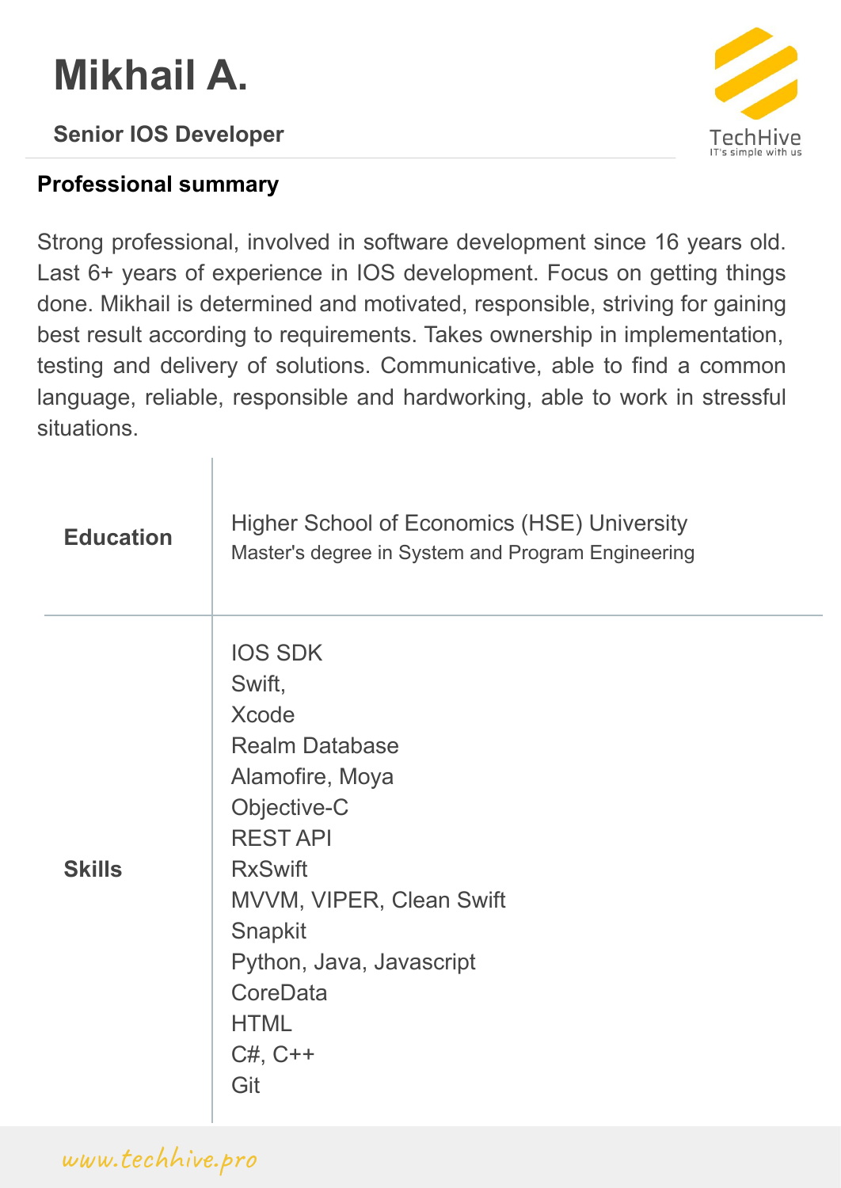# Mikhail A.

**Senior IOS Developer**

TechHive
IT's simple with us

## Professional summary

Strong professional, involved in software development since 16 years old. Last 6+ years of experience in IOS development. Focus on getting things done. Mikhail is determined and motivated, responsible, striving for gaining best result according to requirements. Takes ownership in implementation, testing and delivery of solutions. Communicative, able to find a common language, reliable, responsible and hardworking, able to work in stressful situations.

| | |
|---|---|
| **Education** | Higher School of Economics (HSE) University<br>Master's degree in System and Program Engineering |
| **Skills** | IOS SDK<br>Swift,<br>Xcode<br>Realm Database<br>Alamofire, Moya<br>Objective-C<br>REST API<br>RxSwift<br>MVVM, VIPER, Clean Swift<br>Snapkit<br>Python, Java, Javascript<br>CoreData<br>HTML<br>C#, C++<br>Git |

www.techhive.pro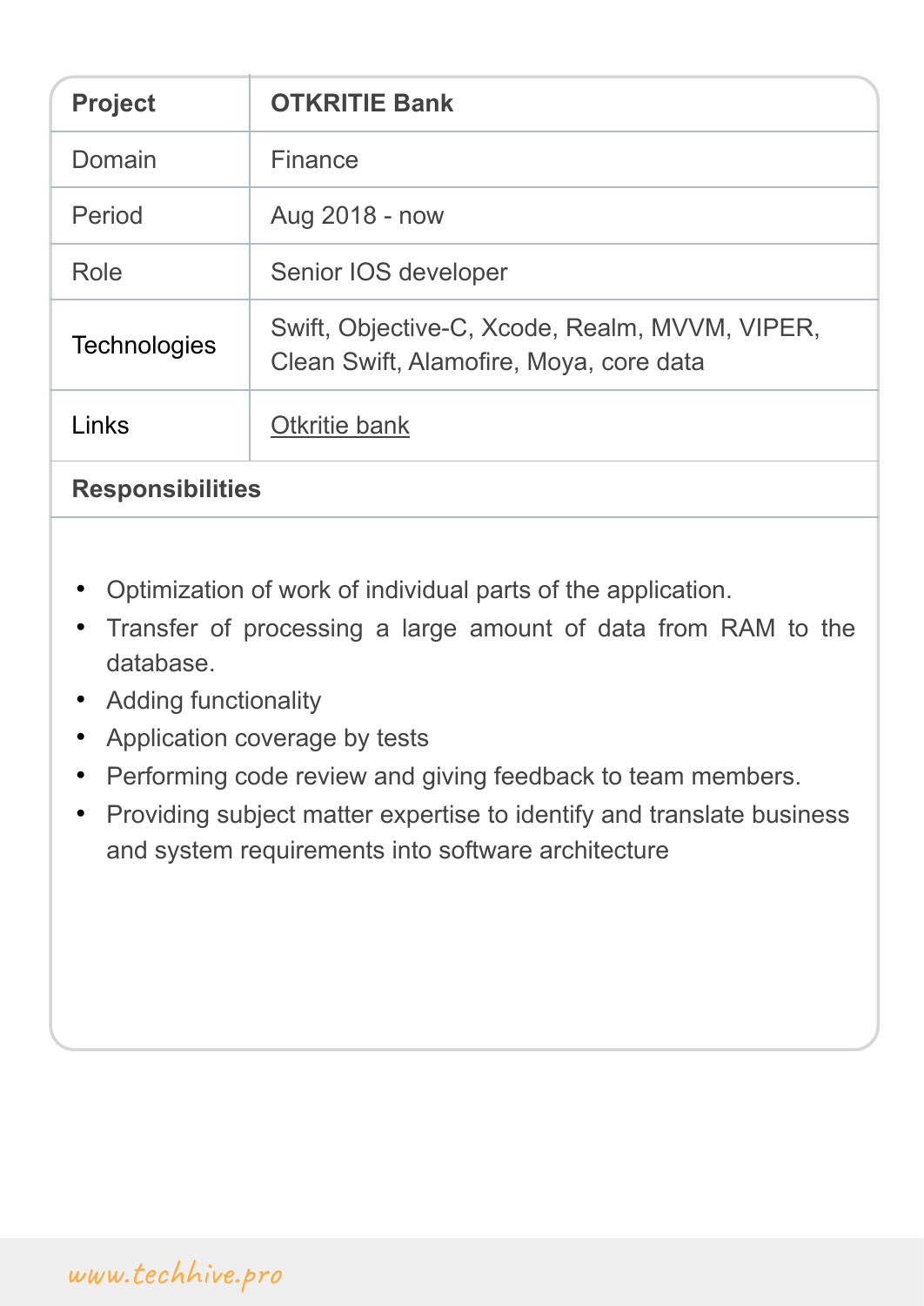| Project | OTKRITIE Bank |
| --- | --- |
| Domain | Finance |
| Period | Aug 2018 - now |
| Role | Senior IOS developer |
| Technologies | Swift, Objective-C, Xcode, Realm, MVVM, VIPER, Clean Swift, Alamofire, Moya, core data |
| Links | Otkritie bank |

**Responsibilities**

- Optimization of work of individual parts of the application.
- Transfer of processing a large amount of data from RAM to the database.
- Adding functionality
- Application coverage by tests
- Performing code review and giving feedback to team members.
- Providing subject matter expertise to identify and translate business and system requirements into software architecture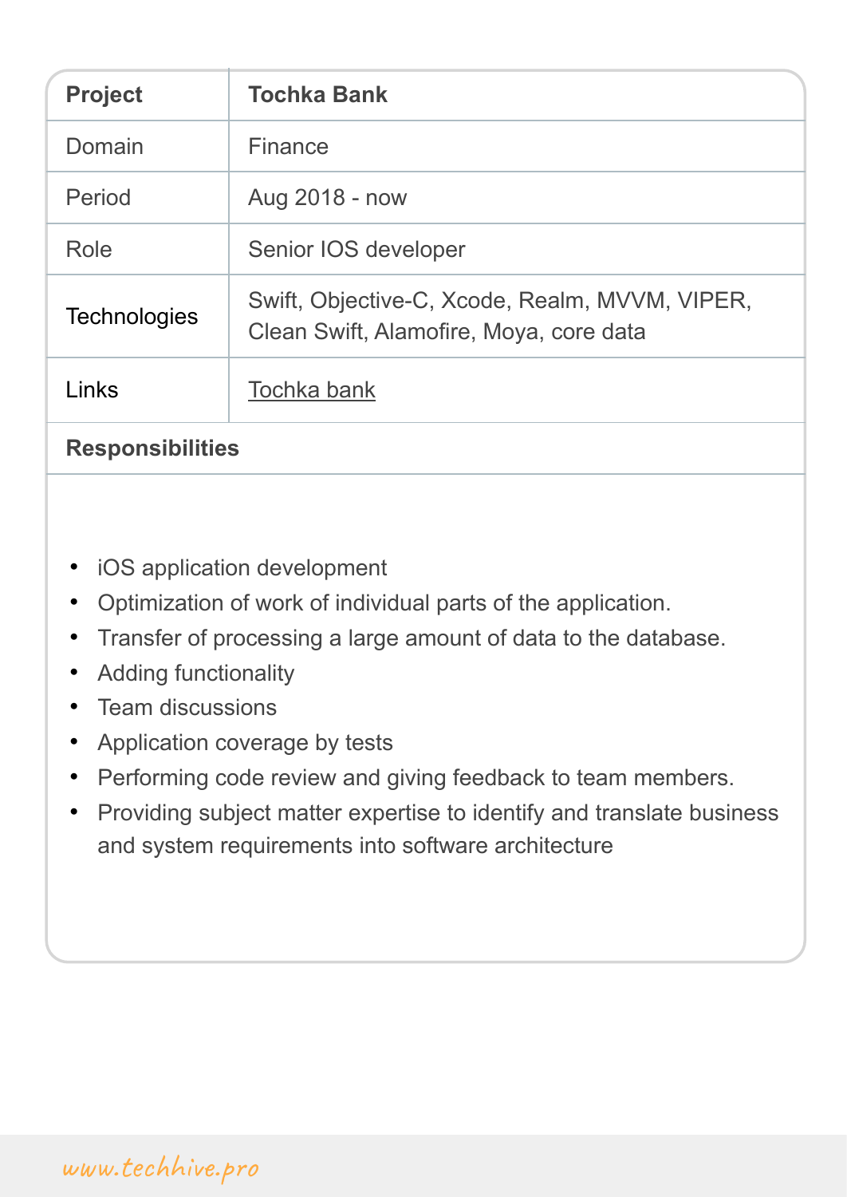| **Project** | **Tochka Bank** |
|---|---|
| Domain | Finance |
| Period | Aug 2018 - now |
| Role | Senior IOS developer |
| Technologies | Swift, Objective-C, Xcode, Realm, MVVM, VIPER, Clean Swift, Alamofire, Moya, core data |
| Links | Tochka bank |

**Responsibilities**

- iOS application development
- Optimization of work of individual parts of the application.
- Transfer of processing a large amount of data to the database.
- Adding functionality
- Team discussions
- Application coverage by tests
- Performing code review and giving feedback to team members.
- Providing subject matter expertise to identify and translate business and system requirements into software architecture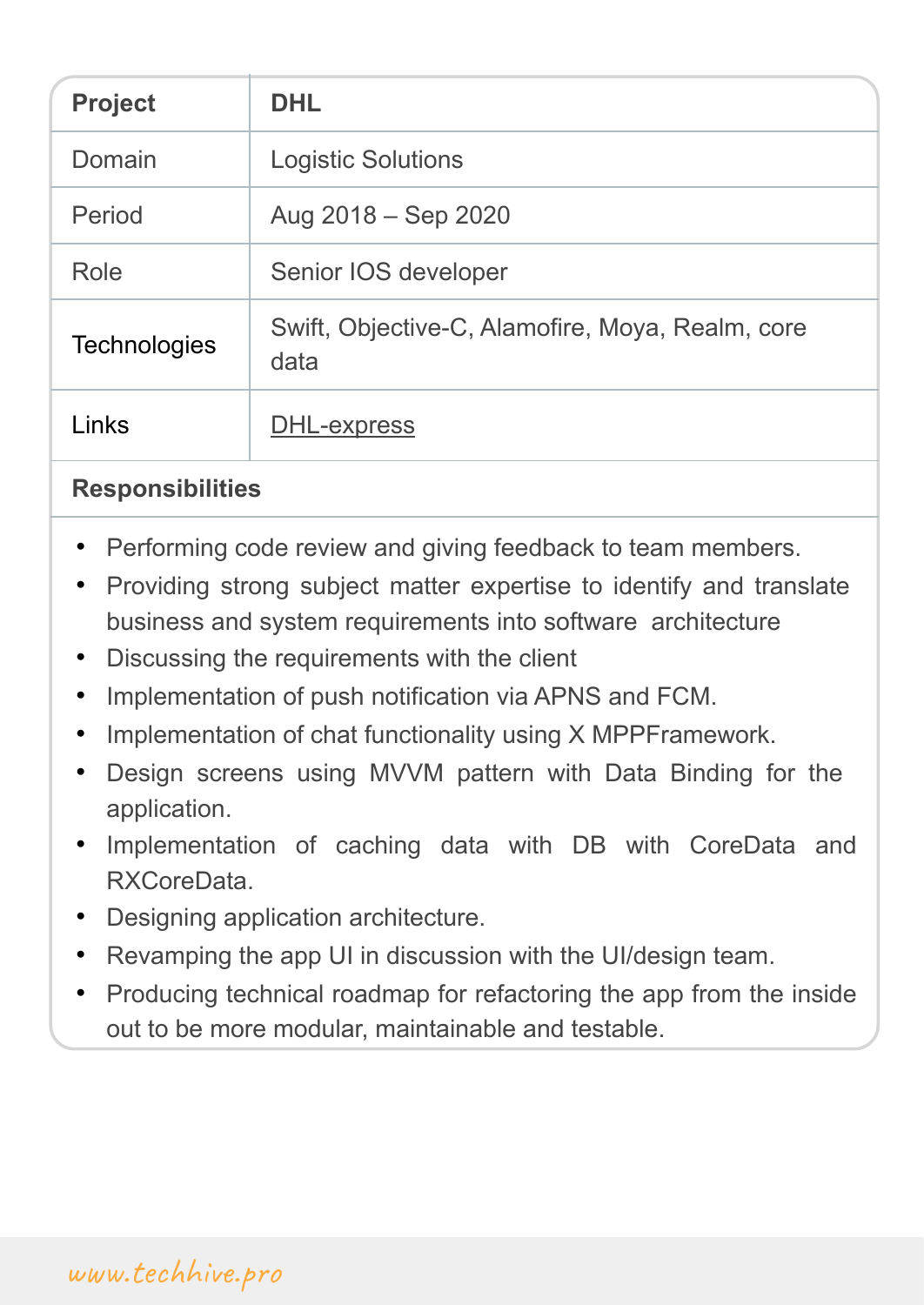| Project | DHL |
| --- | --- |
| Domain | Logistic Solutions |
| Period | Aug 2018 – Sep 2020 |
| Role | Senior IOS developer |
| Technologies | Swift, Objective-C, Alamofire, Moya, Realm, core data |
| Links | DHL-express |

**Responsibilities**

- Performing code review and giving feedback to team members.
- Providing strong subject matter expertise to identify and translate business and system requirements into software architecture
- Discussing the requirements with the client
- Implementation of push notification via APNS and FCM.
- Implementation of chat functionality using X MPPFramework.
- Design screens using MVVM pattern with Data Binding for the application.
- Implementation of caching data with DB with CoreData and RXCoreData.
- Designing application architecture.
- Revamping the app UI in discussion with the UI/design team.
- Producing technical roadmap for refactoring the app from the inside out to be more modular, maintainable and testable.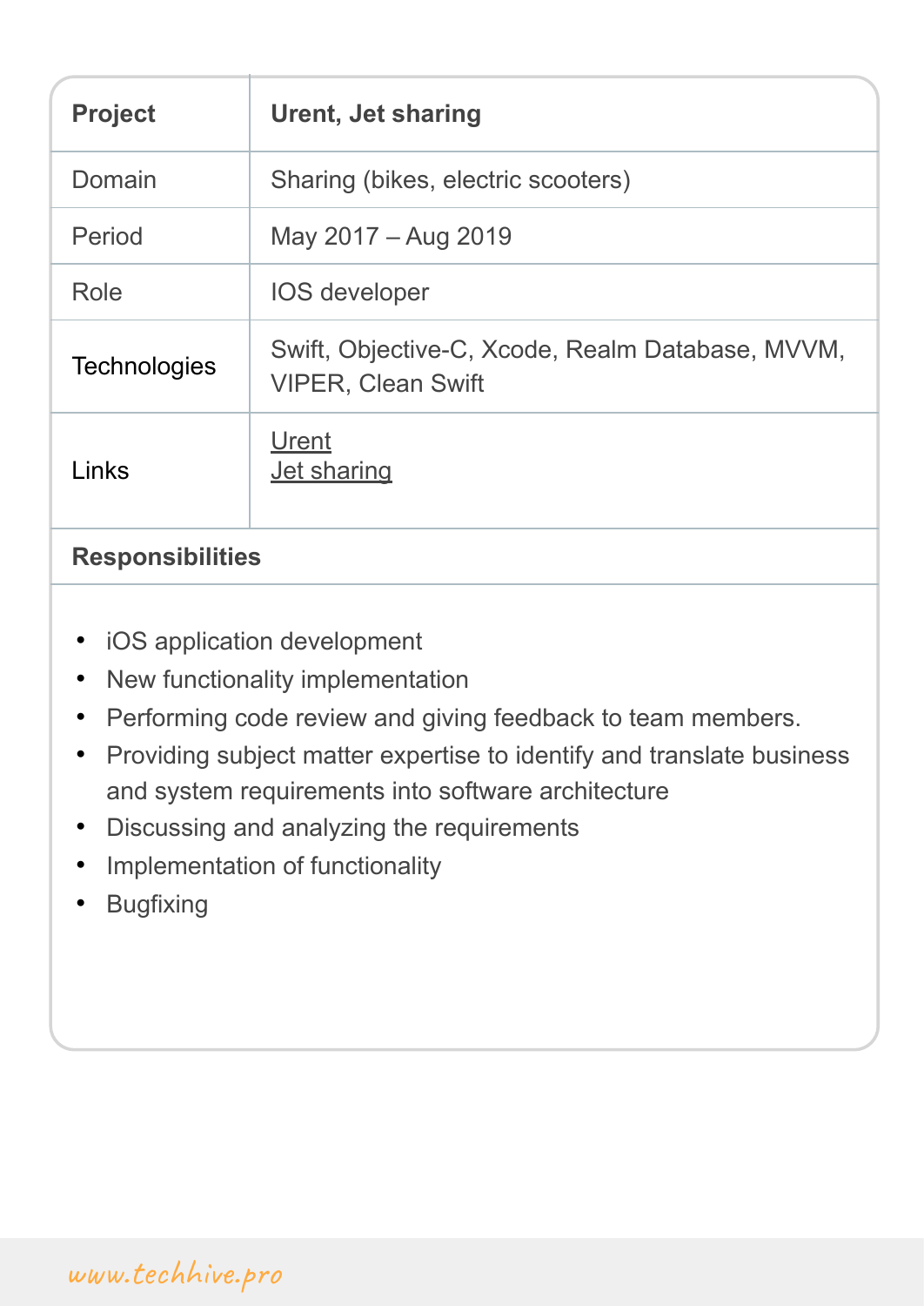| Project | Urent, Jet sharing |
| --- | --- |
| Domain | Sharing (bikes, electric scooters) |
| Period | May 2017 – Aug 2019 |
| Role | IOS developer |
| Technologies | Swift, Objective-C, Xcode, Realm Database, MVVM, VIPER, Clean Swift |
| Links | Urent<br>Jet sharing |

**Responsibilities**

- iOS application development
- New functionality implementation
- Performing code review and giving feedback to team members.
- Providing subject matter expertise to identify and translate business and system requirements into software architecture
- Discussing and analyzing the requirements
- Implementation of functionality
- Bugfixing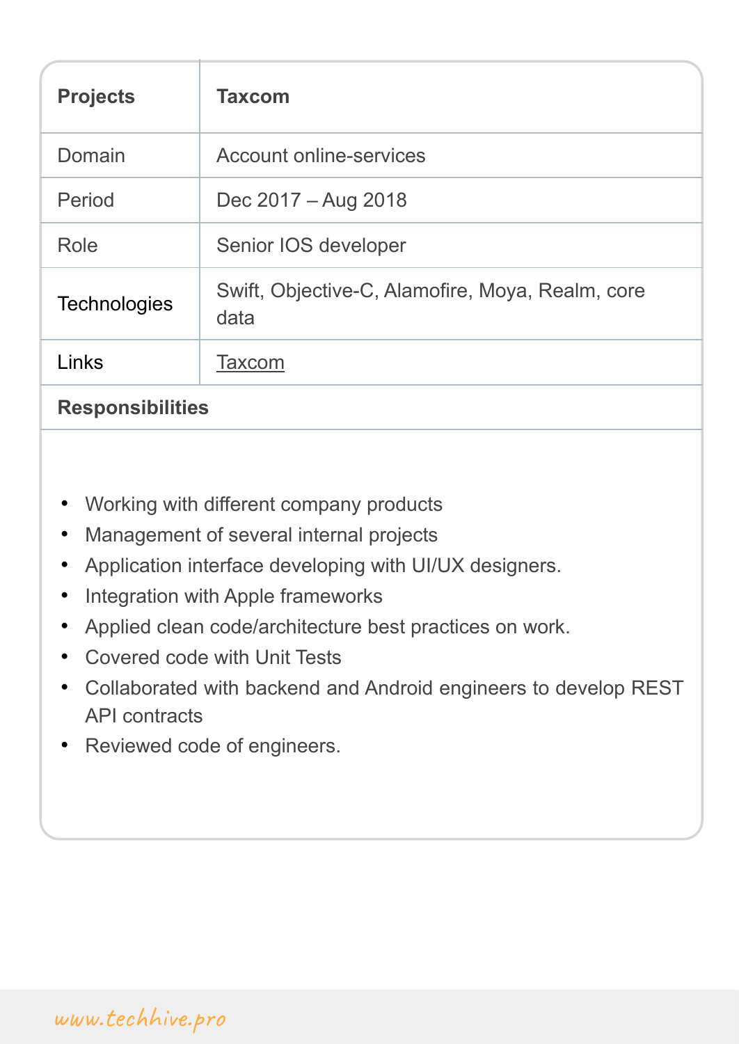| Projects | Taxcom |
| --- | --- |
| Domain | Account online-services |
| Period | Dec 2017 – Aug 2018 |
| Role | Senior IOS developer |
| Technologies | Swift, Objective-C, Alamofire, Moya, Realm, core data |
| Links | Taxcom |

**Responsibilities**

- Working with different company products
- Management of several internal projects
- Application interface developing with UI/UX designers.
- Integration with Apple frameworks
- Applied clean code/architecture best practices on work.
- Covered code with Unit Tests
- Collaborated with backend and Android engineers to develop REST API contracts
- Reviewed code of engineers.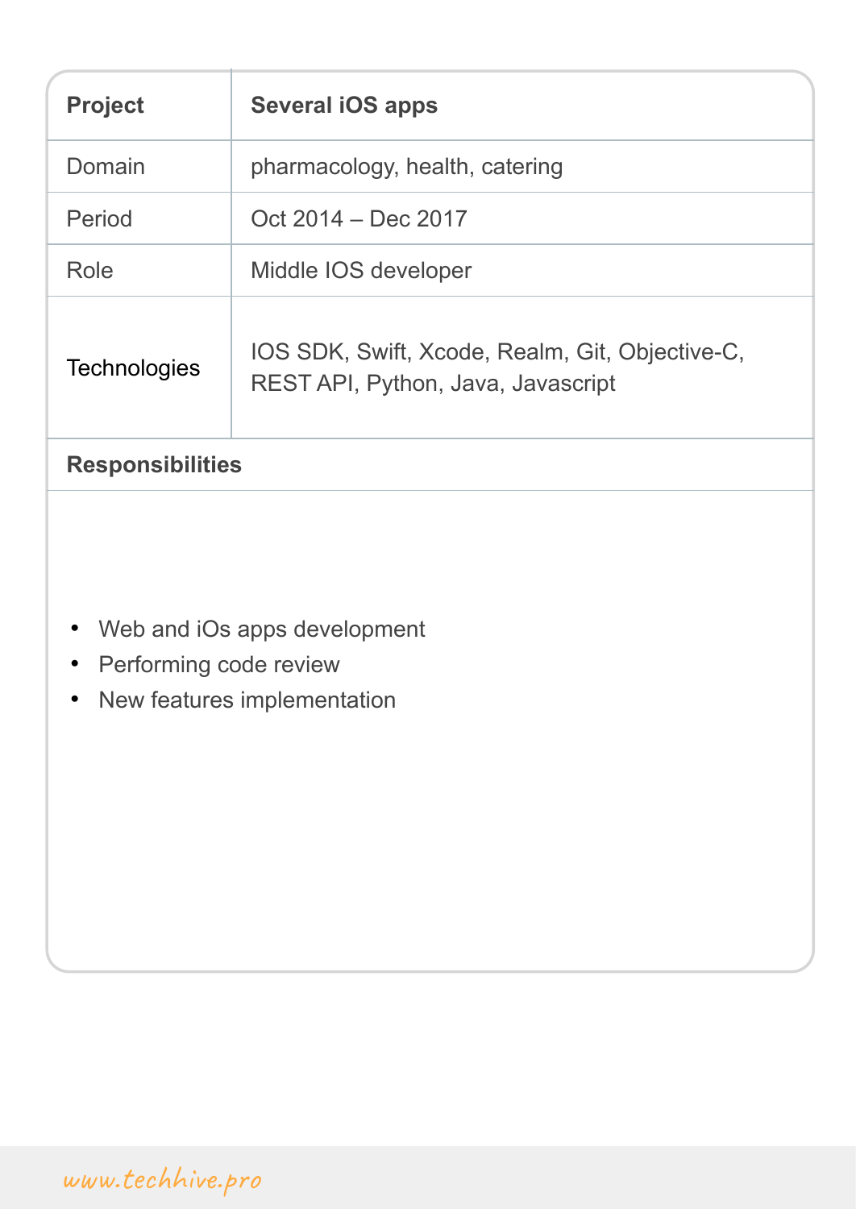| Project | Several iOS apps |
| --- | --- |
| Domain | pharmacology, health, catering |
| Period | Oct 2014 – Dec 2017 |
| Role | Middle IOS developer |
| Technologies | IOS SDK, Swift, Xcode, Realm, Git, Objective-C, REST API, Python, Java, Javascript |

**Responsibilities**

- Web and iOs apps development
- Performing code review
- New features implementation